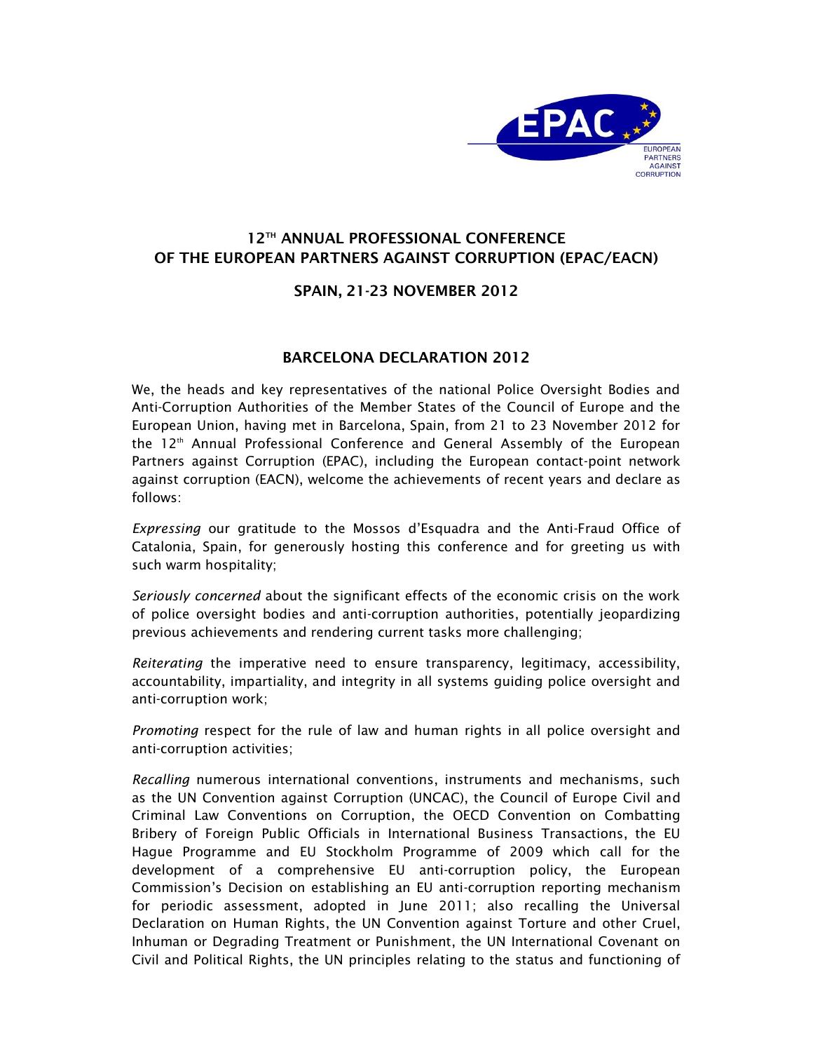EPAC

EUROPEAN PARTNERS AGAINST CORRUPTION

## 12[TH] ANNUAL PROFESSIONAL CONFERENCE OF THE EUROPEAN PARTNERS AGAINST CORRUPTION (EPAC/EACN)

## SPAIN, 21-23 NOVEMBER 2012

## BARCELONA DECLARATION 2012

We, the heads and key representatives of the national Police Oversight Bodies and Anti-Corruption Authorities of the Member States of the Council of Europe and the European Union, having met in Barcelona, Spain, from 21 to 23 November 2012 for the 12[th] Annual Professional Conference and General Assembly of the European Partners against Corruption (EPAC), including the European contact-point network against corruption (EACN), welcome the achievements of recent years and declare as follows:

*Expressing* our gratitude to the Mossos d'Esquadra and the Anti-Fraud Office of Catalonia, Spain, for generously hosting this conference and for greeting us with such warm hospitality;

*Seriously concerned* about the significant effects of the economic crisis on the work of police oversight bodies and anti-corruption authorities, potentially jeopardizing previous achievements and rendering current tasks more challenging;

*Reiterating* the imperative need to ensure transparency, legitimacy, accessibility, accountability, impartiality, and integrity in all systems guiding police oversight and anti-corruption work;

*Promoting* respect for the rule of law and human rights in all police oversight and anti-corruption activities;

*Recalling* numerous international conventions, instruments and mechanisms, such as the UN Convention against Corruption (UNCAC), the Council of Europe Civil and Criminal Law Conventions on Corruption, the OECD Convention on Combatting Bribery of Foreign Public Officials in International Business Transactions, the EU Hague Programme and EU Stockholm Programme of 2009 which call for the development of a comprehensive EU anti-corruption policy, the European Commission's Decision on establishing an EU anti-corruption reporting mechanism for periodic assessment, adopted in June 2011; also recalling the Universal Declaration on Human Rights, the UN Convention against Torture and other Cruel, Inhuman or Degrading Treatment or Punishment, the UN International Covenant on Civil and Political Rights, the UN principles relating to the status and functioning of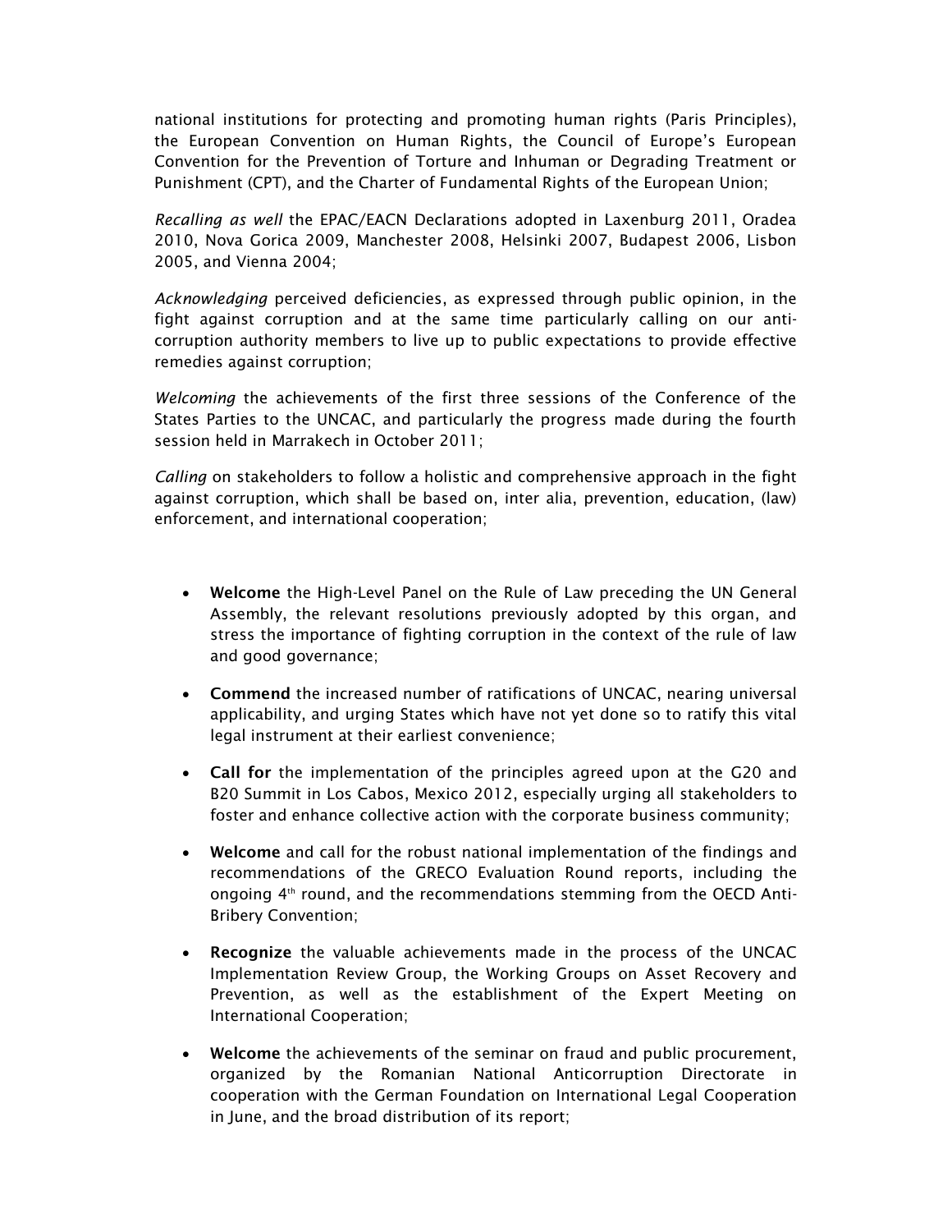national institutions for protecting and promoting human rights (Paris Principles), the European Convention on Human Rights, the Council of Europe's European Convention for the Prevention of Torture and Inhuman or Degrading Treatment or Punishment (CPT), and the Charter of Fundamental Rights of the European Union;

*Recalling as well* the EPAC/EACN Declarations adopted in Laxenburg 2011, Oradea 2010, Nova Gorica 2009, Manchester 2008, Helsinki 2007, Budapest 2006, Lisbon 2005, and Vienna 2004;

*Acknowledging* perceived deficiencies, as expressed through public opinion, in the fight against corruption and at the same time particularly calling on our anti-corruption authority members to live up to public expectations to provide effective remedies against corruption;

*Welcoming* the achievements of the first three sessions of the Conference of the States Parties to the UNCAC, and particularly the progress made during the fourth session held in Marrakech in October 2011;

*Calling* on stakeholders to follow a holistic and comprehensive approach in the fight against corruption, which shall be based on, inter alia, prevention, education, (law) enforcement, and international cooperation;

- **Welcome** the High-Level Panel on the Rule of Law preceding the UN General Assembly, the relevant resolutions previously adopted by this organ, and stress the importance of fighting corruption in the context of the rule of law and good governance;

- **Commend** the increased number of ratifications of UNCAC, nearing universal applicability, and urging States which have not yet done so to ratify this vital legal instrument at their earliest convenience;

- **Call for** the implementation of the principles agreed upon at the G20 and B20 Summit in Los Cabos, Mexico 2012, especially urging all stakeholders to foster and enhance collective action with the corporate business community;

- **Welcome** and call for the robust national implementation of the findings and recommendations of the GRECO Evaluation Round reports, including the ongoing 4th round, and the recommendations stemming from the OECD Anti-Bribery Convention;

- **Recognize** the valuable achievements made in the process of the UNCAC Implementation Review Group, the Working Groups on Asset Recovery and Prevention, as well as the establishment of the Expert Meeting on International Cooperation;

- **Welcome** the achievements of the seminar on fraud and public procurement, organized by the Romanian National Anticorruption Directorate in cooperation with the German Foundation on International Legal Cooperation in June, and the broad distribution of its report;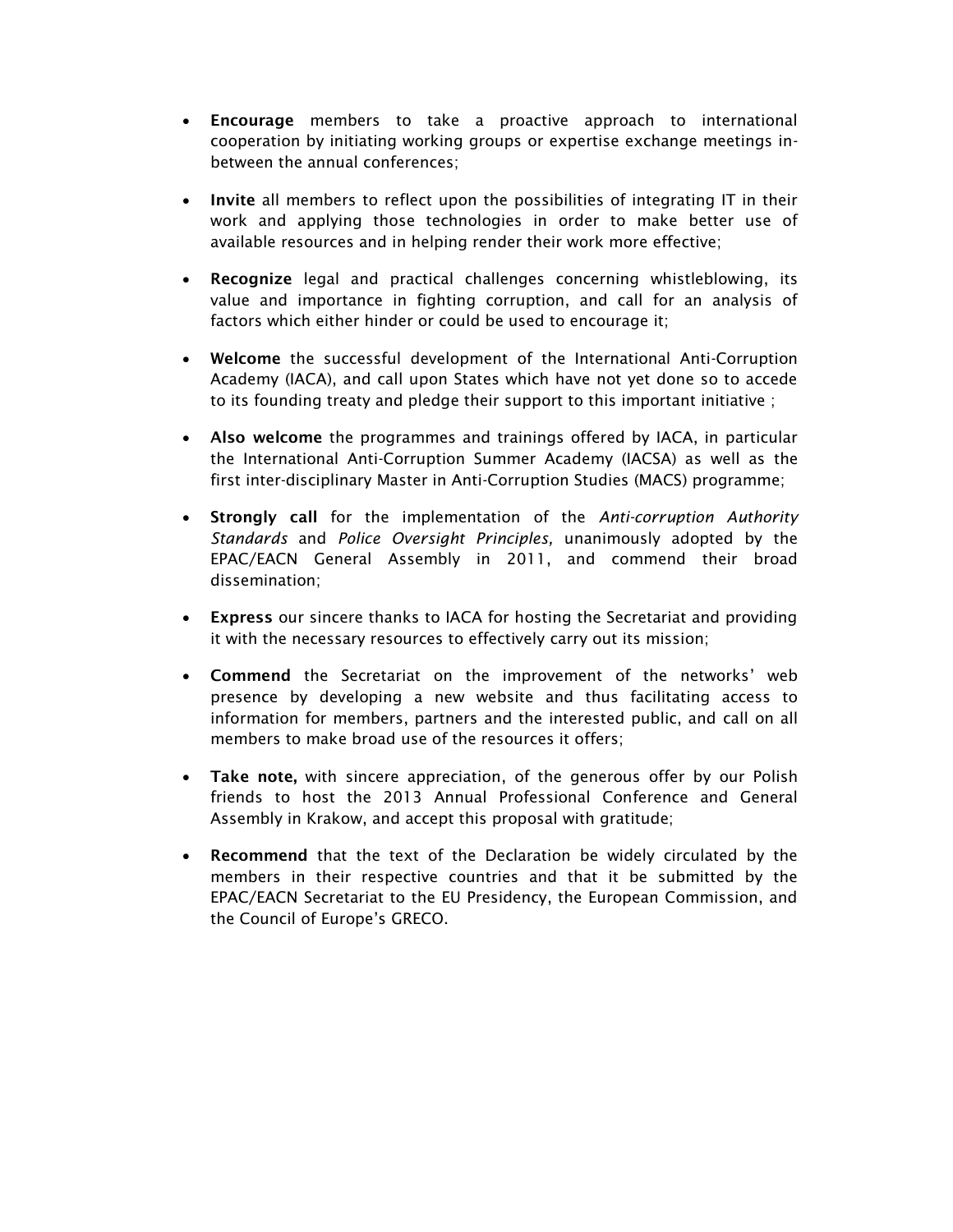- **Encourage** members to take a proactive approach to international cooperation by initiating working groups or expertise exchange meetings in-between the annual conferences;

- **Invite** all members to reflect upon the possibilities of integrating IT in their work and applying those technologies in order to make better use of available resources and in helping render their work more effective;

- **Recognize** legal and practical challenges concerning whistleblowing, its value and importance in fighting corruption, and call for an analysis of factors which either hinder or could be used to encourage it;

- **Welcome** the successful development of the International Anti-Corruption Academy (IACA), and call upon States which have not yet done so to accede to its founding treaty and pledge their support to this important initiative ;

- **Also welcome** the programmes and trainings offered by IACA, in particular the International Anti-Corruption Summer Academy (IACSA) as well as the first inter-disciplinary Master in Anti-Corruption Studies (MACS) programme;

- **Strongly call** for the implementation of the *Anti-corruption Authority Standards* and *Police Oversight Principles,* unanimously adopted by the EPAC/EACN General Assembly in 2011, and commend their broad dissemination;

- **Express** our sincere thanks to IACA for hosting the Secretariat and providing it with the necessary resources to effectively carry out its mission;

- **Commend** the Secretariat on the improvement of the networks' web presence by developing a new website and thus facilitating access to information for members, partners and the interested public, and call on all members to make broad use of the resources it offers;

- **Take note,** with sincere appreciation, of the generous offer by our Polish friends to host the 2013 Annual Professional Conference and General Assembly in Krakow, and accept this proposal with gratitude;

- **Recommend** that the text of the Declaration be widely circulated by the members in their respective countries and that it be submitted by the EPAC/EACN Secretariat to the EU Presidency, the European Commission, and the Council of Europe's GRECO.